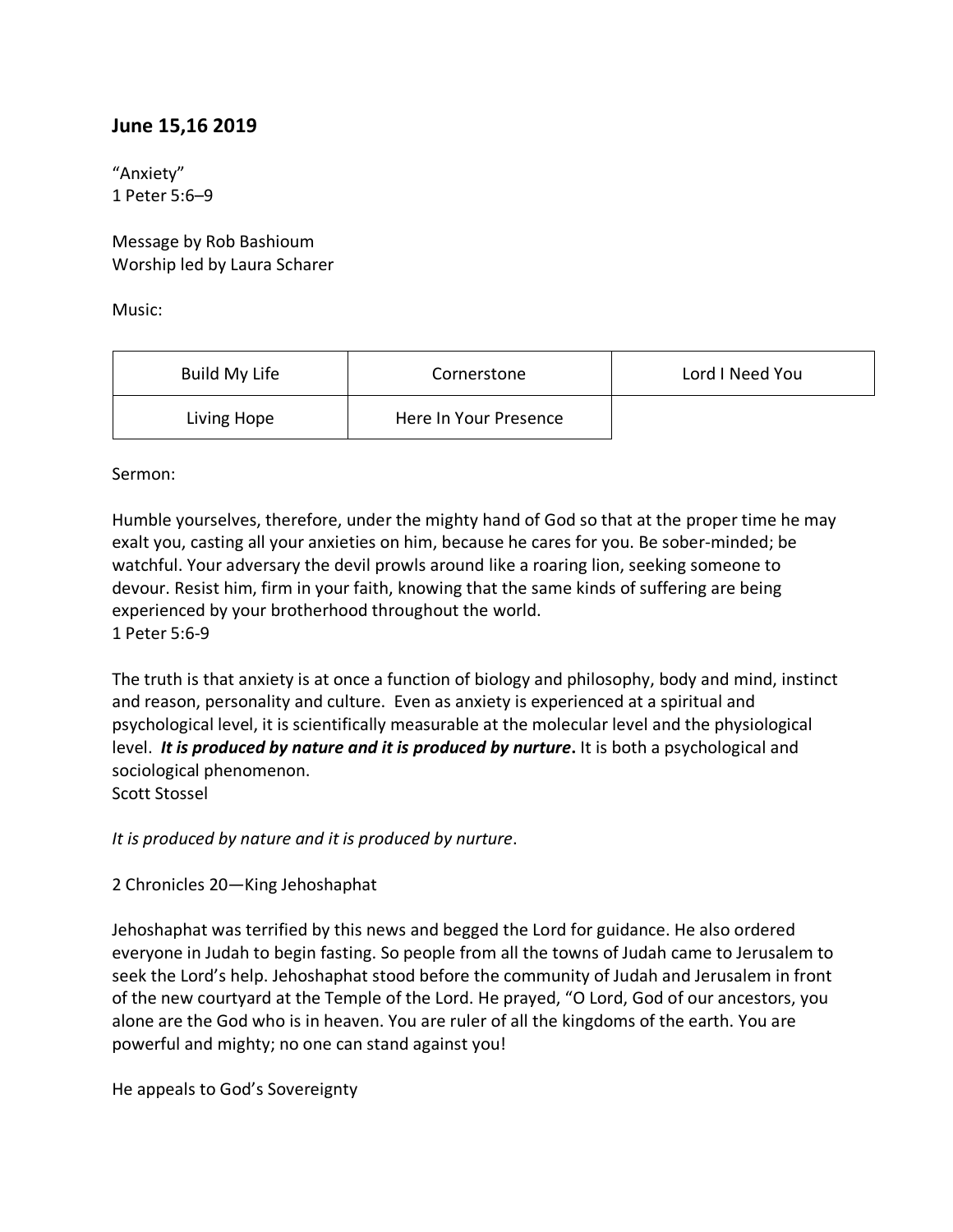## June 15,16 2019

“Anxiety”
1 Peter 5:6–9

Message by Rob Bashioum
Worship led by Laura Scharer

Music:

| Build My Life | Cornerstone | Lord I Need You |
| --- | --- | --- |
| Living Hope | Here In Your Presence | |

Sermon:

Humble yourselves, therefore, under the mighty hand of God so that at the proper time he may exalt you, casting all your anxieties on him, because he cares for you. Be sober-minded; be watchful. Your adversary the devil prowls around like a roaring lion, seeking someone to devour. Resist him, firm in your faith, knowing that the same kinds of suffering are being experienced by your brotherhood throughout the world.
1 Peter 5:6-9

The truth is that anxiety is at once a function of biology and philosophy, body and mind, instinct and reason, personality and culture. Even as anxiety is experienced at a spiritual and psychological level, it is scientifically measurable at the molecular level and the physiological level. ***It is produced by nature and it is produced by nurture*.** It is both a psychological and sociological phenomenon.
Scott Stossel

*It is produced by nature and it is produced by nurture*.

2 Chronicles 20—King Jehoshaphat

Jehoshaphat was terrified by this news and begged the Lord for guidance. He also ordered everyone in Judah to begin fasting. So people from all the towns of Judah came to Jerusalem to seek the Lord’s help. Jehoshaphat stood before the community of Judah and Jerusalem in front of the new courtyard at the Temple of the Lord. He prayed, “O Lord, God of our ancestors, you alone are the God who is in heaven. You are ruler of all the kingdoms of the earth. You are powerful and mighty; no one can stand against you!

He appeals to God’s Sovereignty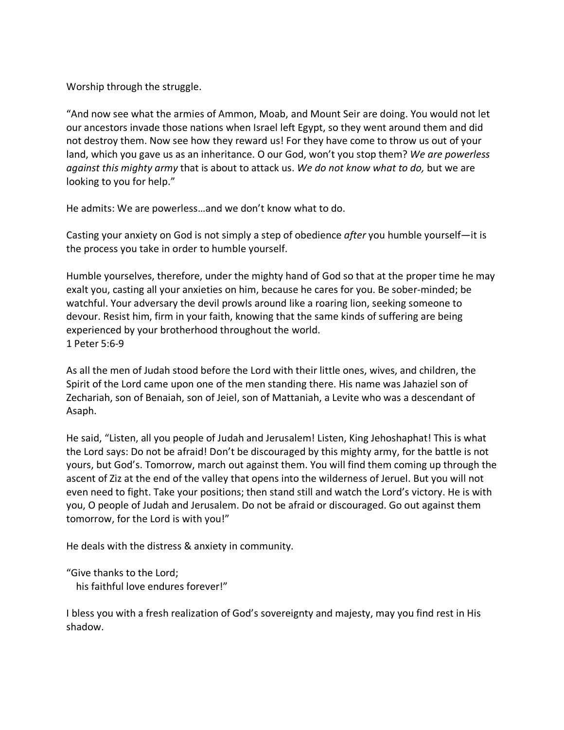Worship through the struggle.

"And now see what the armies of Ammon, Moab, and Mount Seir are doing. You would not let our ancestors invade those nations when Israel left Egypt, so they went around them and did not destroy them. Now see how they reward us! For they have come to throw us out of your land, which you gave us as an inheritance. O our God, won't you stop them? *We are powerless against this mighty army* that is about to attack us. *We do not know what to do,* but we are looking to you for help."

He admits: We are powerless…and we don't know what to do.

Casting your anxiety on God is not simply a step of obedience *after* you humble yourself—it is the process you take in order to humble yourself.

Humble yourselves, therefore, under the mighty hand of God so that at the proper time he may exalt you, casting all your anxieties on him, because he cares for you. Be sober-minded; be watchful. Your adversary the devil prowls around like a roaring lion, seeking someone to devour. Resist him, firm in your faith, knowing that the same kinds of suffering are being experienced by your brotherhood throughout the world.
1 Peter 5:6-9

As all the men of Judah stood before the Lord with their little ones, wives, and children, the Spirit of the Lord came upon one of the men standing there. His name was Jahaziel son of Zechariah, son of Benaiah, son of Jeiel, son of Mattaniah, a Levite who was a descendant of Asaph.

He said, "Listen, all you people of Judah and Jerusalem! Listen, King Jehoshaphat! This is what the Lord says: Do not be afraid! Don't be discouraged by this mighty army, for the battle is not yours, but God's. Tomorrow, march out against them. You will find them coming up through the ascent of Ziz at the end of the valley that opens into the wilderness of Jeruel. But you will not even need to fight. Take your positions; then stand still and watch the Lord's victory. He is with you, O people of Judah and Jerusalem. Do not be afraid or discouraged. Go out against them tomorrow, for the Lord is with you!"

He deals with the distress & anxiety in community.

"Give thanks to the Lord;
his faithful love endures forever!"

I bless you with a fresh realization of God's sovereignty and majesty, may you find rest in His shadow.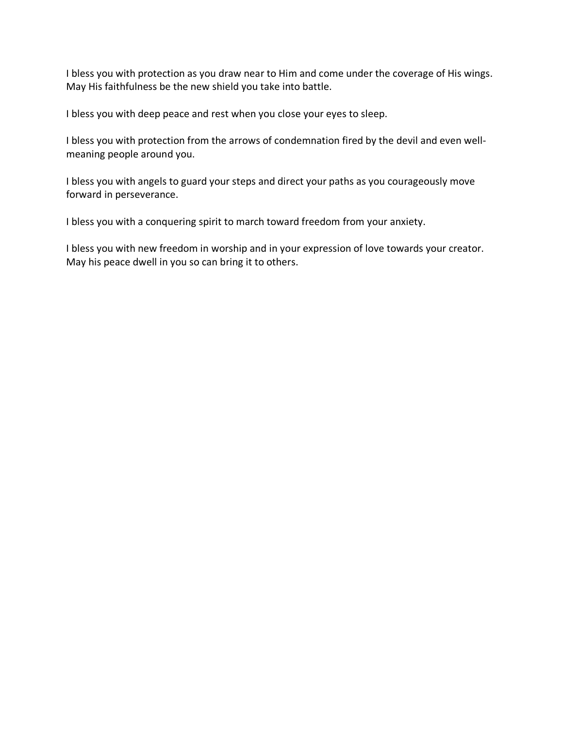I bless you with protection as you draw near to Him and come under the coverage of His wings. May His faithfulness be the new shield you take into battle.

I bless you with deep peace and rest when you close your eyes to sleep.

I bless you with protection from the arrows of condemnation fired by the devil and even well-meaning people around you.

I bless you with angels to guard your steps and direct your paths as you courageously move forward in perseverance.

I bless you with a conquering spirit to march toward freedom from your anxiety.

I bless you with new freedom in worship and in your expression of love towards your creator. May his peace dwell in you so can bring it to others.